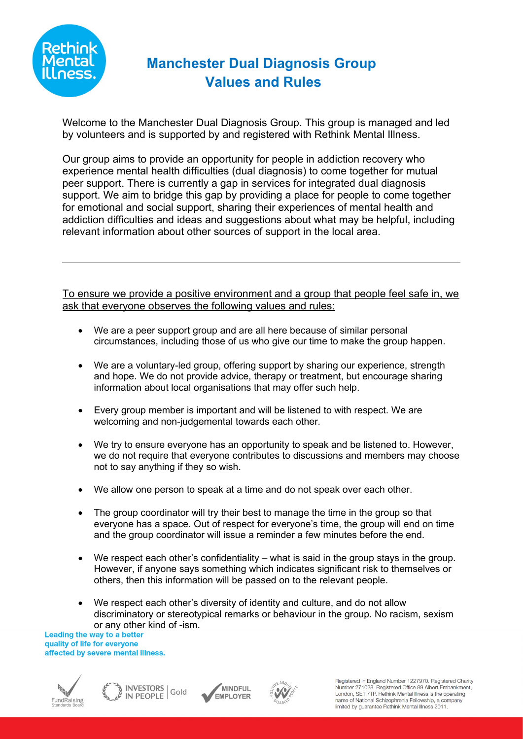# Manchester Dual Diagnosis Group
# Values and Rules

Welcome to the Manchester Dual Diagnosis Group. This group is managed and led by volunteers and is supported by and registered with Rethink Mental Illness.

Our group aims to provide an opportunity for people in addiction recovery who experience mental health difficulties (dual diagnosis) to come together for mutual peer support. There is currently a gap in services for integrated dual diagnosis support. We aim to bridge this gap by providing a place for people to come together for emotional and social support, sharing their experiences of mental health and addiction difficulties and ideas and suggestions about what may be helpful, including relevant information about other sources of support in the local area.

---

<u>To ensure we provide a positive environment and a group that people feel safe in, we ask that everyone observes the following values and rules:</u>

- We are a peer support group and are all here because of similar personal circumstances, including those of us who give our time to make the group happen.
- We are a voluntary-led group, offering support by sharing our experience, strength and hope. We do not provide advice, therapy or treatment, but encourage sharing information about local organisations that may offer such help.
- Every group member is important and will be listened to with respect. We are welcoming and non-judgemental towards each other.
- We try to ensure everyone has an opportunity to speak and be listened to. However, we do not require that everyone contributes to discussions and members may choose not to say anything if they so wish.
- We allow one person to speak at a time and do not speak over each other.
- The group coordinator will try their best to manage the time in the group so that everyone has a space. Out of respect for everyone's time, the group will end on time and the group coordinator will issue a reminder a few minutes before the end.
- We respect each other's confidentiality – what is said in the group stays in the group. However, if anyone says something which indicates significant risk to themselves or others, then this information will be passed on to the relevant people.
- We respect each other's diversity of identity and culture, and do not allow discriminatory or stereotypical remarks or behaviour in the group. No racism, sexism or any other kind of -ism.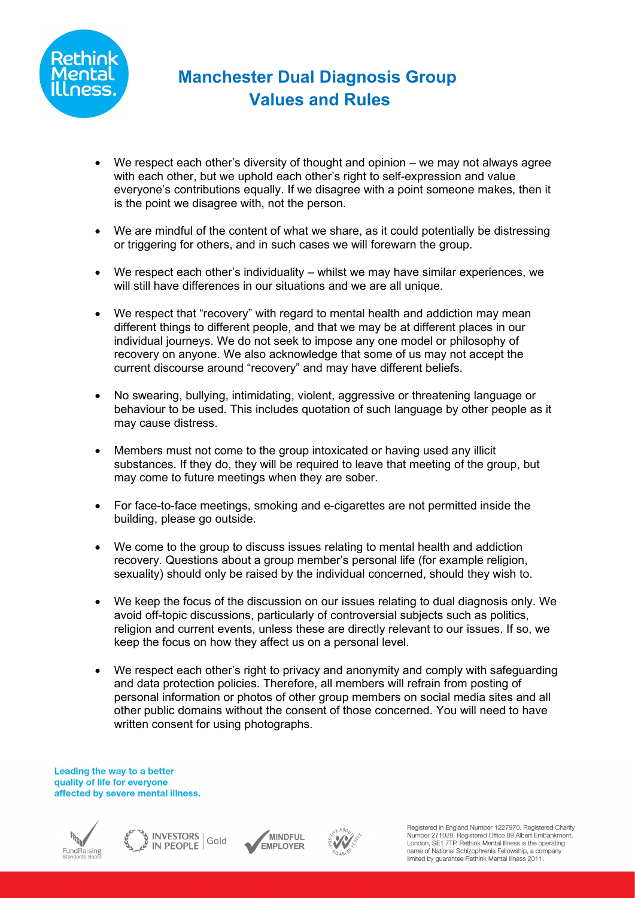# Manchester Dual Diagnosis Group Values and Rules

- We respect each other's diversity of thought and opinion – we may not always agree with each other, but we uphold each other's right to self-expression and value everyone's contributions equally. If we disagree with a point someone makes, then it is the point we disagree with, not the person.

- We are mindful of the content of what we share, as it could potentially be distressing or triggering for others, and in such cases we will forewarn the group.

- We respect each other's individuality – whilst we may have similar experiences, we will still have differences in our situations and we are all unique.

- We respect that "recovery" with regard to mental health and addiction may mean different things to different people, and that we may be at different places in our individual journeys. We do not seek to impose any one model or philosophy of recovery on anyone. We also acknowledge that some of us may not accept the current discourse around "recovery" and may have different beliefs.

- No swearing, bullying, intimidating, violent, aggressive or threatening language or behaviour to be used. This includes quotation of such language by other people as it may cause distress.

- Members must not come to the group intoxicated or having used any illicit substances. If they do, they will be required to leave that meeting of the group, but may come to future meetings when they are sober.

- For face-to-face meetings, smoking and e-cigarettes are not permitted inside the building, please go outside.

- We come to the group to discuss issues relating to mental health and addiction recovery. Questions about a group member's personal life (for example religion, sexuality) should only be raised by the individual concerned, should they wish to.

- We keep the focus of the discussion on our issues relating to dual diagnosis only. We avoid off-topic discussions, particularly of controversial subjects such as politics, religion and current events, unless these are directly relevant to our issues. If so, we keep the focus on how they affect us on a personal level.

- We respect each other's right to privacy and anonymity and comply with safeguarding and data protection policies. Therefore, all members will refrain from posting of personal information or photos of other group members on social media sites and all other public domains without the consent of those concerned. You will need to have written consent for using photographs.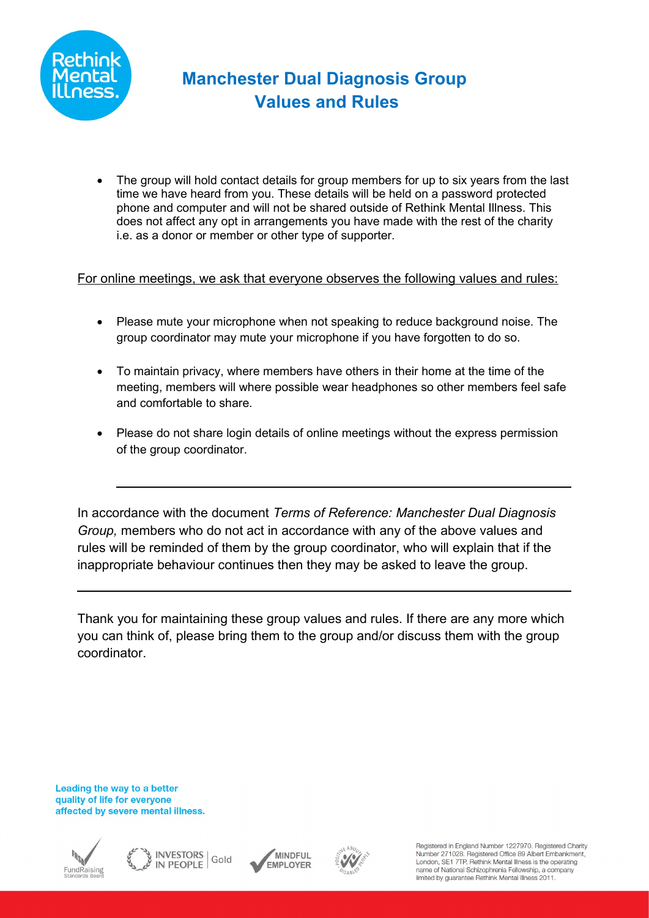# Manchester Dual Diagnosis Group Values and Rules

- The group will hold contact details for group members for up to six years from the last time we have heard from you. These details will be held on a password protected phone and computer and will not be shared outside of Rethink Mental Illness. This does not affect any opt in arrangements you have made with the rest of the charity i.e. as a donor or member or other type of supporter.

<u>For online meetings, we ask that everyone observes the following values and rules:</u>

- Please mute your microphone when not speaking to reduce background noise. The group coordinator may mute your microphone if you have forgotten to do so.
- To maintain privacy, where members have others in their home at the time of the meeting, members will where possible wear headphones so other members feel safe and comfortable to share.
- Please do not share login details of online meetings without the express permission of the group coordinator.

---

In accordance with the document *Terms of Reference: Manchester Dual Diagnosis Group,* members who do not act in accordance with any of the above values and rules will be reminded of them by the group coordinator, who will explain that if the inappropriate behaviour continues then they may be asked to leave the group.

---

Thank you for maintaining these group values and rules. If there are any more which you can think of, please bring them to the group and/or discuss them with the group coordinator.

**Leading the way to a better quality of life for everyone affected by severe mental illness.**

Registered in England Number 1227970. Registered Charity Number 271028. Registered Office 89 Albert Embankment, London, SE1 7TP. Rethink Mental Illness is the operating name of National Schizophrenia Fellowship, a company limited by guarantee Rethink Mental Illness 2011.